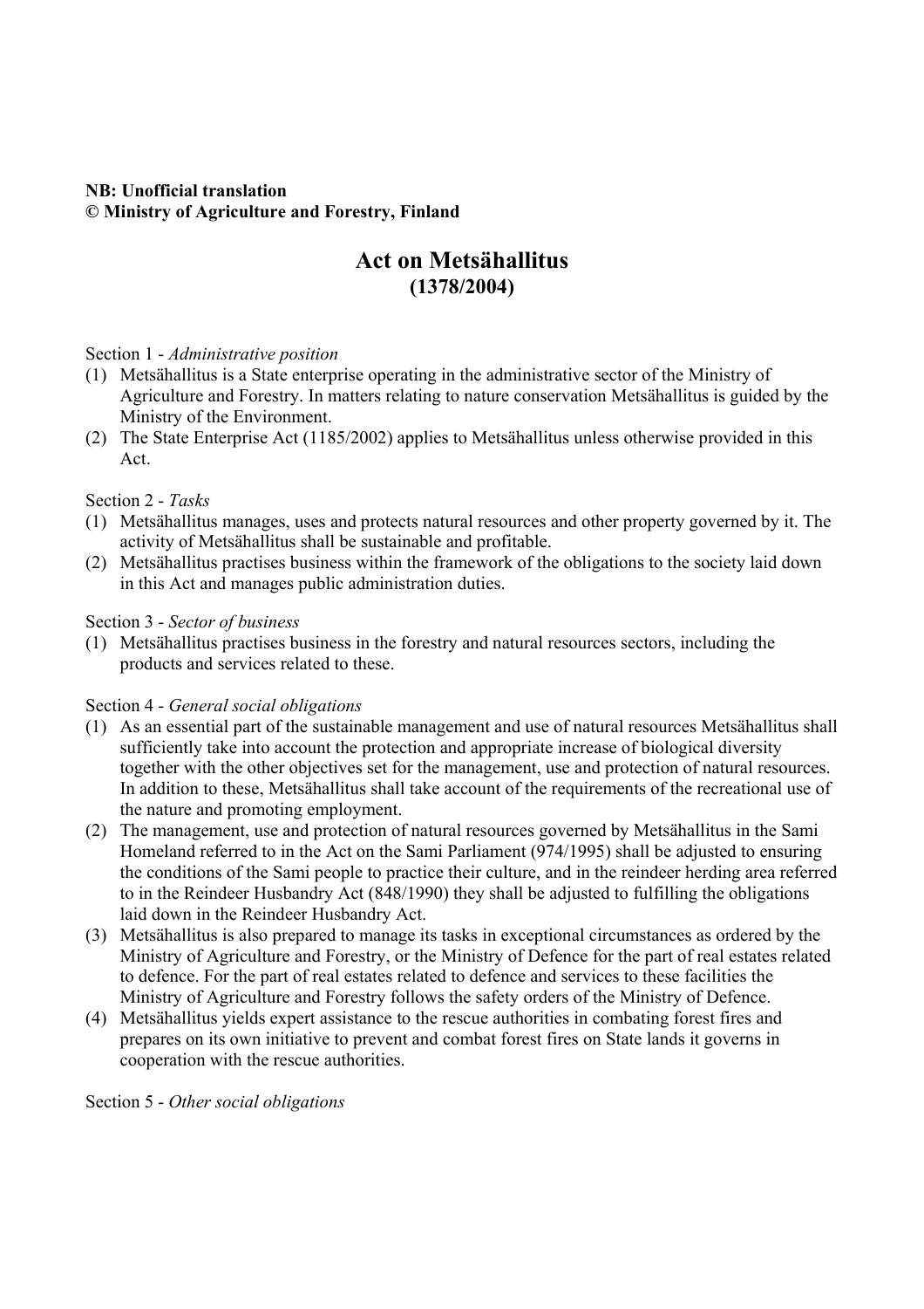**NB: Unofficial translation**
**© Ministry of Agriculture and Forestry, Finland**

# Act on Metsähallitus
## (1378/2004)

Section 1 - *Administrative position*

(1) Metsähallitus is a State enterprise operating in the administrative sector of the Ministry of Agriculture and Forestry. In matters relating to nature conservation Metsähallitus is guided by the Ministry of the Environment.

(2) The State Enterprise Act (1185/2002) applies to Metsähallitus unless otherwise provided in this Act.

Section 2 - *Tasks*

(1) Metsähallitus manages, uses and protects natural resources and other property governed by it. The activity of Metsähallitus shall be sustainable and profitable.

(2) Metsähallitus practises business within the framework of the obligations to the society laid down in this Act and manages public administration duties.

Section 3 - *Sector of business*

(1) Metsähallitus practises business in the forestry and natural resources sectors, including the products and services related to these.

Section 4 - *General social obligations*

(1) As an essential part of the sustainable management and use of natural resources Metsähallitus shall sufficiently take into account the protection and appropriate increase of biological diversity together with the other objectives set for the management, use and protection of natural resources. In addition to these, Metsähallitus shall take account of the requirements of the recreational use of the nature and promoting employment.

(2) The management, use and protection of natural resources governed by Metsähallitus in the Sami Homeland referred to in the Act on the Sami Parliament (974/1995) shall be adjusted to ensuring the conditions of the Sami people to practice their culture, and in the reindeer herding area referred to in the Reindeer Husbandry Act (848/1990) they shall be adjusted to fulfilling the obligations laid down in the Reindeer Husbandry Act.

(3) Metsähallitus is also prepared to manage its tasks in exceptional circumstances as ordered by the Ministry of Agriculture and Forestry, or the Ministry of Defence for the part of real estates related to defence. For the part of real estates related to defence and services to these facilities the Ministry of Agriculture and Forestry follows the safety orders of the Ministry of Defence.

(4) Metsähallitus yields expert assistance to the rescue authorities in combating forest fires and prepares on its own initiative to prevent and combat forest fires on State lands it governs in cooperation with the rescue authorities.

Section 5 - *Other social obligations*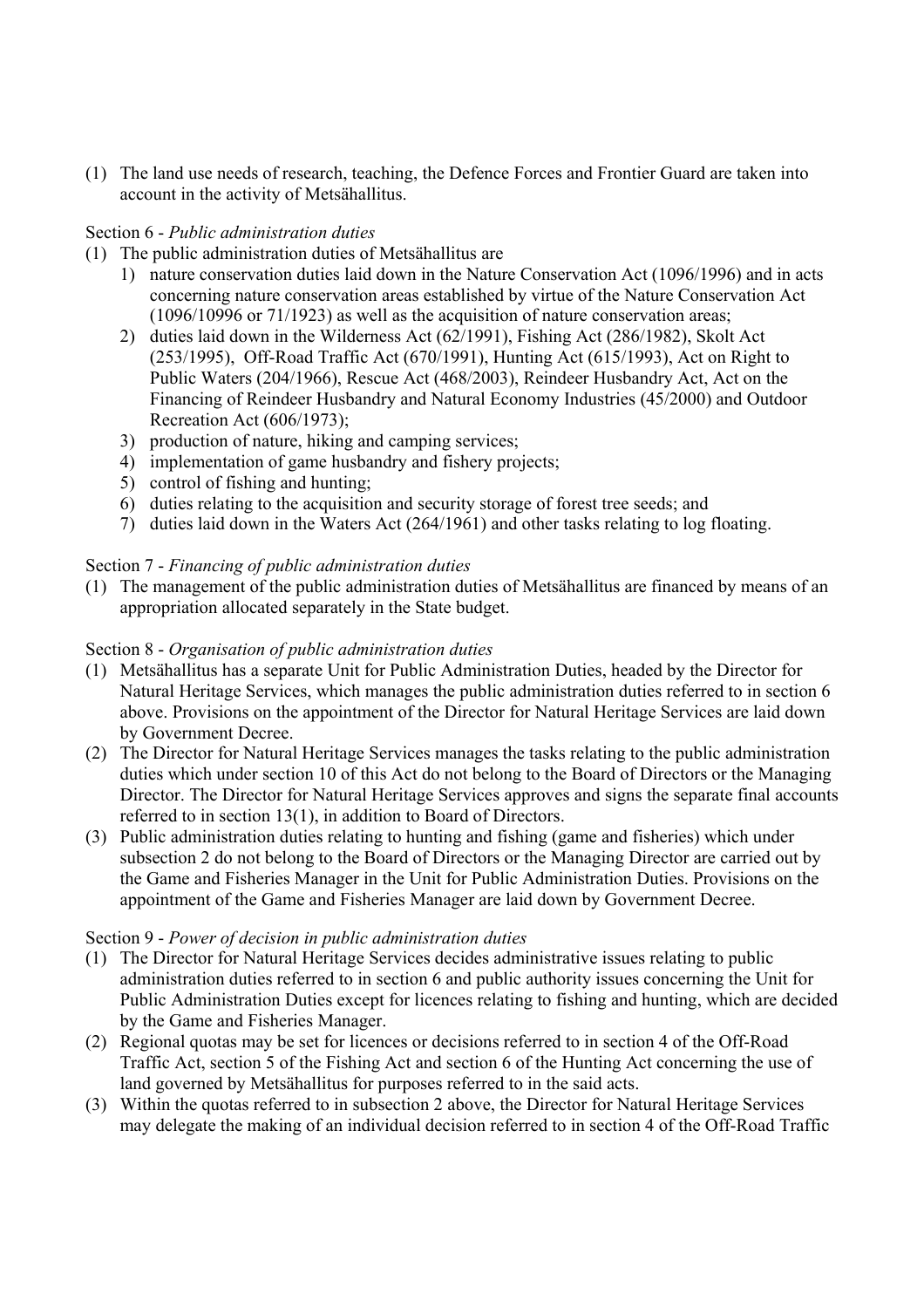(1) The land use needs of research, teaching, the Defence Forces and Frontier Guard are taken into account in the activity of Metsähallitus.

Section 6 - *Public administration duties*

(1) The public administration duties of Metsähallitus are
   1) nature conservation duties laid down in the Nature Conservation Act (1096/1996) and in acts concerning nature conservation areas established by virtue of the Nature Conservation Act (1096/10996 or 71/1923) as well as the acquisition of nature conservation areas;
   2) duties laid down in the Wilderness Act (62/1991), Fishing Act (286/1982), Skolt Act (253/1995), Off-Road Traffic Act (670/1991), Hunting Act (615/1993), Act on Right to Public Waters (204/1966), Rescue Act (468/2003), Reindeer Husbandry Act, Act on the Financing of Reindeer Husbandry and Natural Economy Industries (45/2000) and Outdoor Recreation Act (606/1973);
   3) production of nature, hiking and camping services;
   4) implementation of game husbandry and fishery projects;
   5) control of fishing and hunting;
   6) duties relating to the acquisition and security storage of forest tree seeds; and
   7) duties laid down in the Waters Act (264/1961) and other tasks relating to log floating.

Section 7 - *Financing of public administration duties*

(1) The management of the public administration duties of Metsähallitus are financed by means of an appropriation allocated separately in the State budget.

Section 8 - *Organisation of public administration duties*

(1) Metsähallitus has a separate Unit for Public Administration Duties, headed by the Director for Natural Heritage Services, which manages the public administration duties referred to in section 6 above. Provisions on the appointment of the Director for Natural Heritage Services are laid down by Government Decree.

(2) The Director for Natural Heritage Services manages the tasks relating to the public administration duties which under section 10 of this Act do not belong to the Board of Directors or the Managing Director. The Director for Natural Heritage Services approves and signs the separate final accounts referred to in section 13(1), in addition to Board of Directors.

(3) Public administration duties relating to hunting and fishing (game and fisheries) which under subsection 2 do not belong to the Board of Directors or the Managing Director are carried out by the Game and Fisheries Manager in the Unit for Public Administration Duties. Provisions on the appointment of the Game and Fisheries Manager are laid down by Government Decree.

Section 9 - *Power of decision in public administration duties*

(1) The Director for Natural Heritage Services decides administrative issues relating to public administration duties referred to in section 6 and public authority issues concerning the Unit for Public Administration Duties except for licences relating to fishing and hunting, which are decided by the Game and Fisheries Manager.

(2) Regional quotas may be set for licences or decisions referred to in section 4 of the Off-Road Traffic Act, section 5 of the Fishing Act and section 6 of the Hunting Act concerning the use of land governed by Metsähallitus for purposes referred to in the said acts.

(3) Within the quotas referred to in subsection 2 above, the Director for Natural Heritage Services may delegate the making of an individual decision referred to in section 4 of the Off-Road Traffic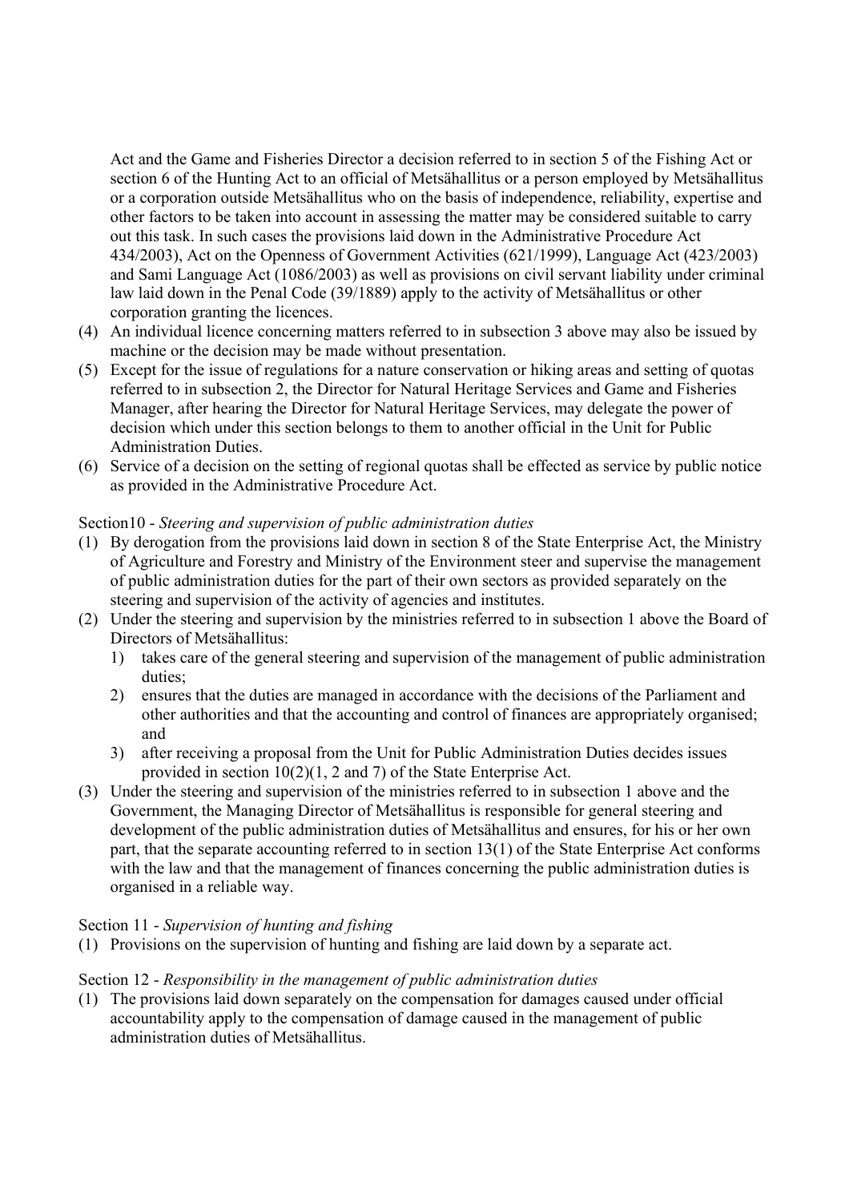Act and the Game and Fisheries Director a decision referred to in section 5 of the Fishing Act or section 6 of the Hunting Act to an official of Metsähallitus or a person employed by Metsähallitus or a corporation outside Metsähallitus who on the basis of independence, reliability, expertise and other factors to be taken into account in assessing the matter may be considered suitable to carry out this task. In such cases the provisions laid down in the Administrative Procedure Act 434/2003), Act on the Openness of Government Activities (621/1999), Language Act (423/2003) and Sami Language Act (1086/2003) as well as provisions on civil servant liability under criminal law laid down in the Penal Code (39/1889) apply to the activity of Metsähallitus or other corporation granting the licences.

(4) An individual licence concerning matters referred to in subsection 3 above may also be issued by machine or the decision may be made without presentation.

(5) Except for the issue of regulations for a nature conservation or hiking areas and setting of quotas referred to in subsection 2, the Director for Natural Heritage Services and Game and Fisheries Manager, after hearing the Director for Natural Heritage Services, may delegate the power of decision which under this section belongs to them to another official in the Unit for Public Administration Duties.

(6) Service of a decision on the setting of regional quotas shall be effected as service by public notice as provided in the Administrative Procedure Act.

Section10 - *Steering and supervision of public administration duties*

(1) By derogation from the provisions laid down in section 8 of the State Enterprise Act, the Ministry of Agriculture and Forestry and Ministry of the Environment steer and supervise the management of public administration duties for the part of their own sectors as provided separately on the steering and supervision of the activity of agencies and institutes.

(2) Under the steering and supervision by the ministries referred to in subsection 1 above the Board of Directors of Metsähallitus:
   1) takes care of the general steering and supervision of the management of public administration duties;
   2) ensures that the duties are managed in accordance with the decisions of the Parliament and other authorities and that the accounting and control of finances are appropriately organised; and
   3) after receiving a proposal from the Unit for Public Administration Duties decides issues provided in section 10(2)(1, 2 and 7) of the State Enterprise Act.

(3) Under the steering and supervision of the ministries referred to in subsection 1 above and the Government, the Managing Director of Metsähallitus is responsible for general steering and development of the public administration duties of Metsähallitus and ensures, for his or her own part, that the separate accounting referred to in section 13(1) of the State Enterprise Act conforms with the law and that the management of finances concerning the public administration duties is organised in a reliable way.

Section 11 - *Supervision of hunting and fishing*

(1) Provisions on the supervision of hunting and fishing are laid down by a separate act.

Section 12 - *Responsibility in the management of public administration duties*

(1) The provisions laid down separately on the compensation for damages caused under official accountability apply to the compensation of damage caused in the management of public administration duties of Metsähallitus.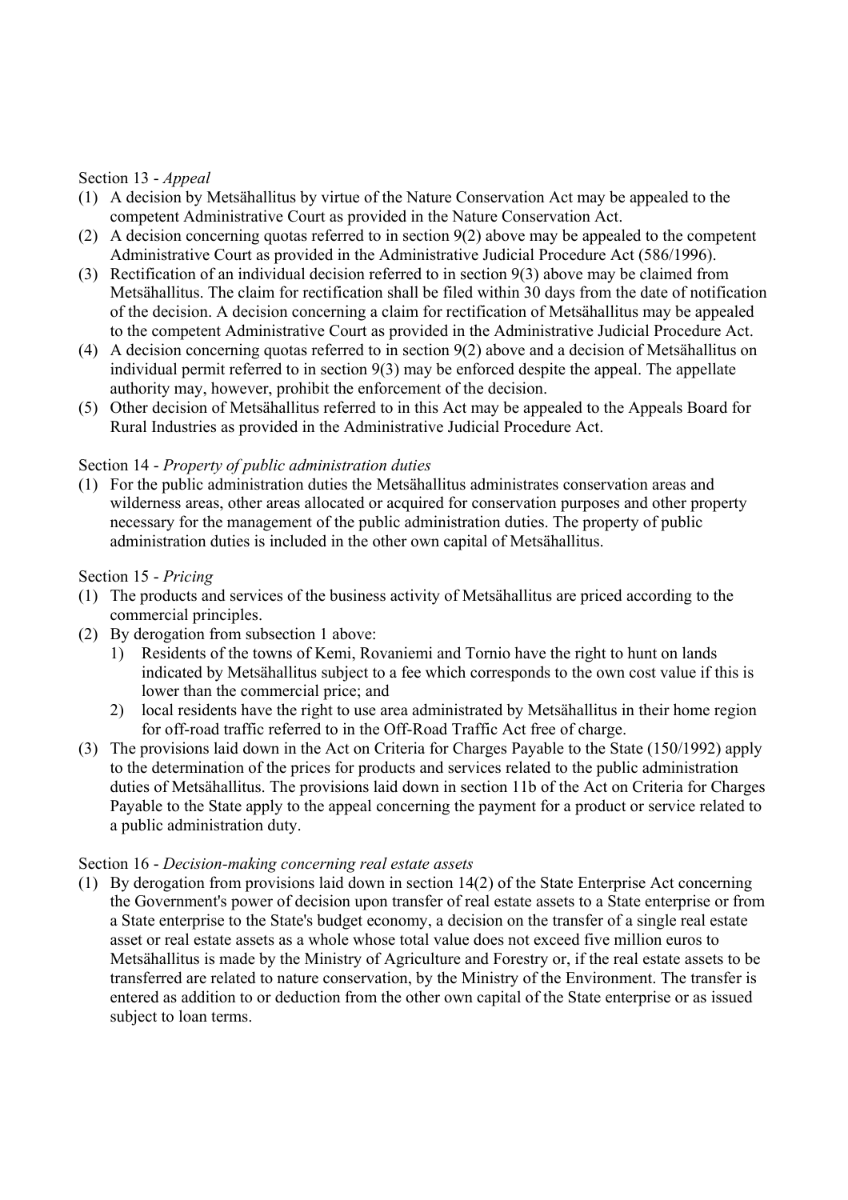Section 13 - *Appeal*

(1) A decision by Metsähallitus by virtue of the Nature Conservation Act may be appealed to the competent Administrative Court as provided in the Nature Conservation Act.

(2) A decision concerning quotas referred to in section 9(2) above may be appealed to the competent Administrative Court as provided in the Administrative Judicial Procedure Act (586/1996).

(3) Rectification of an individual decision referred to in section 9(3) above may be claimed from Metsähallitus. The claim for rectification shall be filed within 30 days from the date of notification of the decision. A decision concerning a claim for rectification of Metsähallitus may be appealed to the competent Administrative Court as provided in the Administrative Judicial Procedure Act.

(4) A decision concerning quotas referred to in section 9(2) above and a decision of Metsähallitus on individual permit referred to in section 9(3) may be enforced despite the appeal. The appellate authority may, however, prohibit the enforcement of the decision.

(5) Other decision of Metsähallitus referred to in this Act may be appealed to the Appeals Board for Rural Industries as provided in the Administrative Judicial Procedure Act.

Section 14 - *Property of public administration duties*

(1) For the public administration duties the Metsähallitus administrates conservation areas and wilderness areas, other areas allocated or acquired for conservation purposes and other property necessary for the management of the public administration duties. The property of public administration duties is included in the other own capital of Metsähallitus.

Section 15 - *Pricing*

(1) The products and services of the business activity of Metsähallitus are priced according to the commercial principles.

(2) By derogation from subsection 1 above:
   1) Residents of the towns of Kemi, Rovaniemi and Tornio have the right to hunt on lands indicated by Metsähallitus subject to a fee which corresponds to the own cost value if this is lower than the commercial price; and
   2) local residents have the right to use area administrated by Metsähallitus in their home region for off-road traffic referred to in the Off-Road Traffic Act free of charge.

(3) The provisions laid down in the Act on Criteria for Charges Payable to the State (150/1992) apply to the determination of the prices for products and services related to the public administration duties of Metsähallitus. The provisions laid down in section 11b of the Act on Criteria for Charges Payable to the State apply to the appeal concerning the payment for a product or service related to a public administration duty.

Section 16 - *Decision-making concerning real estate assets*

(1) By derogation from provisions laid down in section 14(2) of the State Enterprise Act concerning the Government's power of decision upon transfer of real estate assets to a State enterprise or from a State enterprise to the State's budget economy, a decision on the transfer of a single real estate asset or real estate assets as a whole whose total value does not exceed five million euros to Metsähallitus is made by the Ministry of Agriculture and Forestry or, if the real estate assets to be transferred are related to nature conservation, by the Ministry of the Environment. The transfer is entered as addition to or deduction from the other own capital of the State enterprise or as issued subject to loan terms.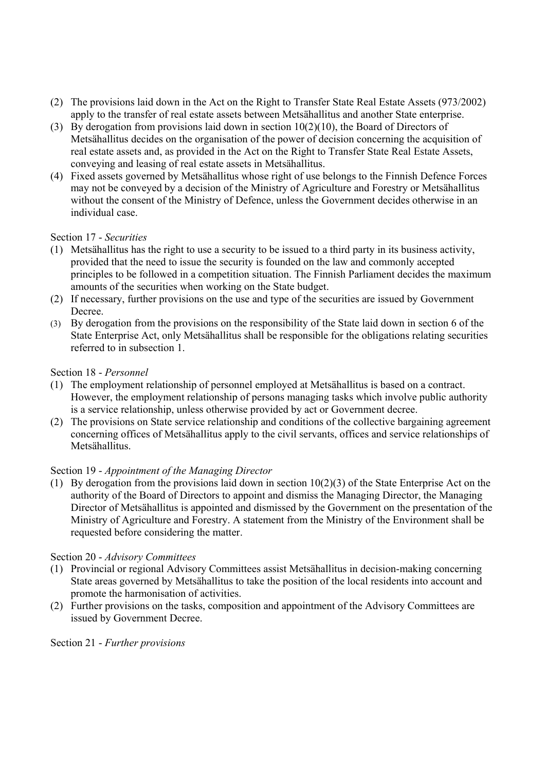(2) The provisions laid down in the Act on the Right to Transfer State Real Estate Assets (973/2002) apply to the transfer of real estate assets between Metsähallitus and another State enterprise.
(3) By derogation from provisions laid down in section 10(2)(10), the Board of Directors of Metsähallitus decides on the organisation of the power of decision concerning the acquisition of real estate assets and, as provided in the Act on the Right to Transfer State Real Estate Assets, conveying and leasing of real estate assets in Metsähallitus.
(4) Fixed assets governed by Metsähallitus whose right of use belongs to the Finnish Defence Forces may not be conveyed by a decision of the Ministry of Agriculture and Forestry or Metsähallitus without the consent of the Ministry of Defence, unless the Government decides otherwise in an individual case.

Section 17 - *Securities*

(1) Metsähallitus has the right to use a security to be issued to a third party in its business activity, provided that the need to issue the security is founded on the law and commonly accepted principles to be followed in a competition situation. The Finnish Parliament decides the maximum amounts of the securities when working on the State budget.
(2) If necessary, further provisions on the use and type of the securities are issued by Government Decree.
(3) By derogation from the provisions on the responsibility of the State laid down in section 6 of the State Enterprise Act, only Metsähallitus shall be responsible for the obligations relating securities referred to in subsection 1.

Section 18 - *Personnel*

(1) The employment relationship of personnel employed at Metsähallitus is based on a contract. However, the employment relationship of persons managing tasks which involve public authority is a service relationship, unless otherwise provided by act or Government decree.
(2) The provisions on State service relationship and conditions of the collective bargaining agreement concerning offices of Metsähallitus apply to the civil servants, offices and service relationships of Metsähallitus.

Section 19 - *Appointment of the Managing Director*

(1) By derogation from the provisions laid down in section 10(2)(3) of the State Enterprise Act on the authority of the Board of Directors to appoint and dismiss the Managing Director, the Managing Director of Metsähallitus is appointed and dismissed by the Government on the presentation of the Ministry of Agriculture and Forestry. A statement from the Ministry of the Environment shall be requested before considering the matter.

Section 20 - *Advisory Committees*

(1) Provincial or regional Advisory Committees assist Metsähallitus in decision-making concerning State areas governed by Metsähallitus to take the position of the local residents into account and promote the harmonisation of activities.
(2) Further provisions on the tasks, composition and appointment of the Advisory Committees are issued by Government Decree.

Section 21 - *Further provisions*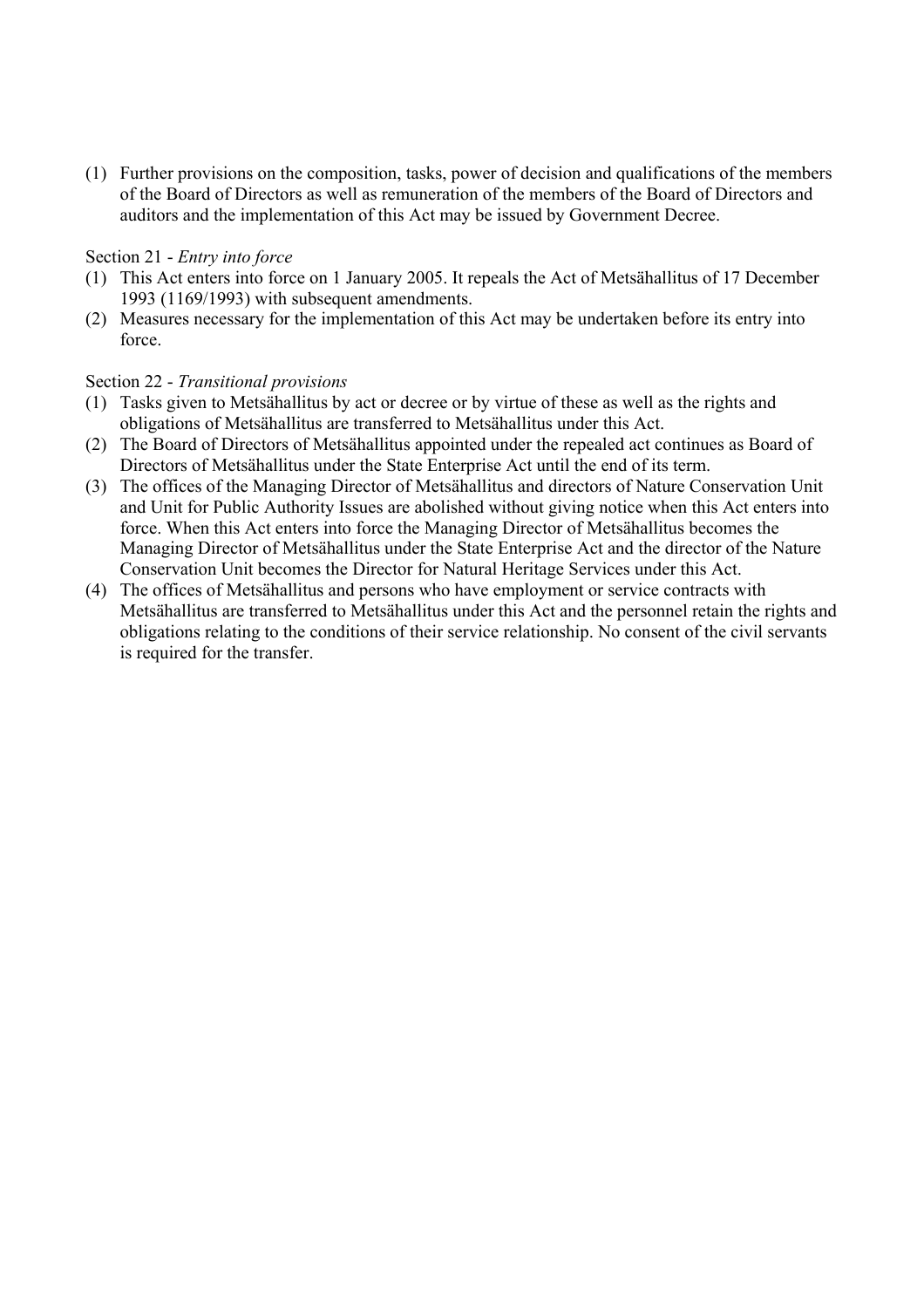(1) Further provisions on the composition, tasks, power of decision and qualifications of the members of the Board of Directors as well as remuneration of the members of the Board of Directors and auditors and the implementation of this Act may be issued by Government Decree.

Section 21 - *Entry into force*

(1) This Act enters into force on 1 January 2005. It repeals the Act of Metsähallitus of 17 December 1993 (1169/1993) with subsequent amendments.
(2) Measures necessary for the implementation of this Act may be undertaken before its entry into force.

Section 22 - *Transitional provisions*

(1) Tasks given to Metsähallitus by act or decree or by virtue of these as well as the rights and obligations of Metsähallitus are transferred to Metsähallitus under this Act.
(2) The Board of Directors of Metsähallitus appointed under the repealed act continues as Board of Directors of Metsähallitus under the State Enterprise Act until the end of its term.
(3) The offices of the Managing Director of Metsähallitus and directors of Nature Conservation Unit and Unit for Public Authority Issues are abolished without giving notice when this Act enters into force. When this Act enters into force the Managing Director of Metsähallitus becomes the Managing Director of Metsähallitus under the State Enterprise Act and the director of the Nature Conservation Unit becomes the Director for Natural Heritage Services under this Act.
(4) The offices of Metsähallitus and persons who have employment or service contracts with Metsähallitus are transferred to Metsähallitus under this Act and the personnel retain the rights and obligations relating to the conditions of their service relationship. No consent of the civil servants is required for the transfer.